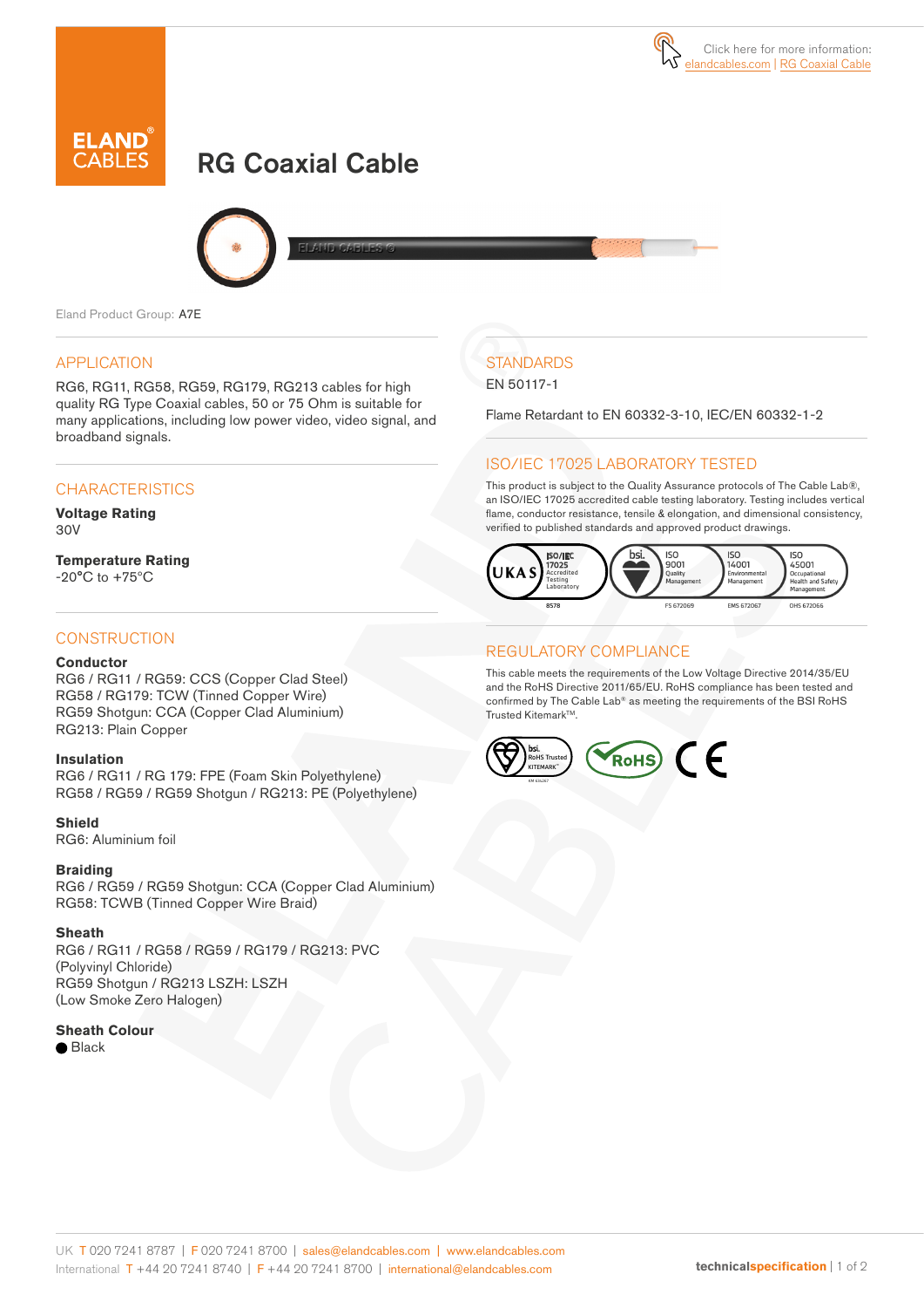Click here for more information: elandcables.com | RG Coaxial Cable

# RG Coaxial Cable

Eland Product Group: A7E

## APPLICATION

RG6, RG11, RG58, RG59, RG179, RG213 cables for high quality RG Type Coaxial cables, 50 or 75 Ohm is suitable for many applications, including low power video, video signal, and broadband signals.

## CHARACTERISTICS

**Voltage Rating**
30V

**Temperature Rating**
-20°C to +75°C

## CONSTRUCTION

**Conductor**
RG6 / RG11 / RG59: CCS (Copper Clad Steel)
RG58 / RG179: TCW (Tinned Copper Wire)
RG59 Shotgun: CCA (Copper Clad Aluminium)
RG213: Plain Copper

**Insulation**
RG6 / RG11 / RG 179: FPE (Foam Skin Polyethylene)
RG58 / RG59 / RG59 Shotgun / RG213: PE (Polyethylene)

**Shield**
RG6: Aluminium foil

**Braiding**
RG6 / RG59 / RG59 Shotgun: CCA (Copper Clad Aluminium)
RG58: TCWB (Tinned Copper Wire Braid)

**Sheath**
RG6 / RG11 / RG58 / RG59 / RG179 / RG213: PVC (Polyvinyl Chloride)
RG59 Shotgun / RG213 LSZH: LSZH (Low Smoke Zero Halogen)

**Sheath Colour**
● Black

## STANDARDS

EN 50117-1

Flame Retardant to EN 60332-3-10, IEC/EN 60332-1-2

## ISO/IEC 17025 LABORATORY TESTED

This product is subject to the Quality Assurance protocols of The Cable Lab®, an ISO/IEC 17025 accredited cable testing laboratory. Testing includes vertical flame, conductor resistance, tensile & elongation, and dimensional consistency, verified to published standards and approved product drawings.

UKAS ISO/IEC 17025 Accredited Testing Laboratory 8578 | bsi. ISO 9001 Quality Management FS 672069 | ISO 14001 Environmental Management EMS 672067 | ISO 45001 Occupational Health and Safety Management OHS 672066

## REGULATORY COMPLIANCE

This cable meets the requirements of the Low Voltage Directive 2014/35/EU and the RoHS Directive 2011/65/EU. RoHS compliance has been tested and confirmed by The Cable Lab® as meeting the requirements of the BSI RoHS Trusted Kitemark™.

bsi. RoHS Trusted KITEMARK™ | RoHS | CE

UK T 020 7241 8787 | F 020 7241 8700 | sales@elandcables.com | www.elandcables.com
International T +44 20 7241 8740 | F +44 20 7241 8700 | international@elandcables.com

technicalspecification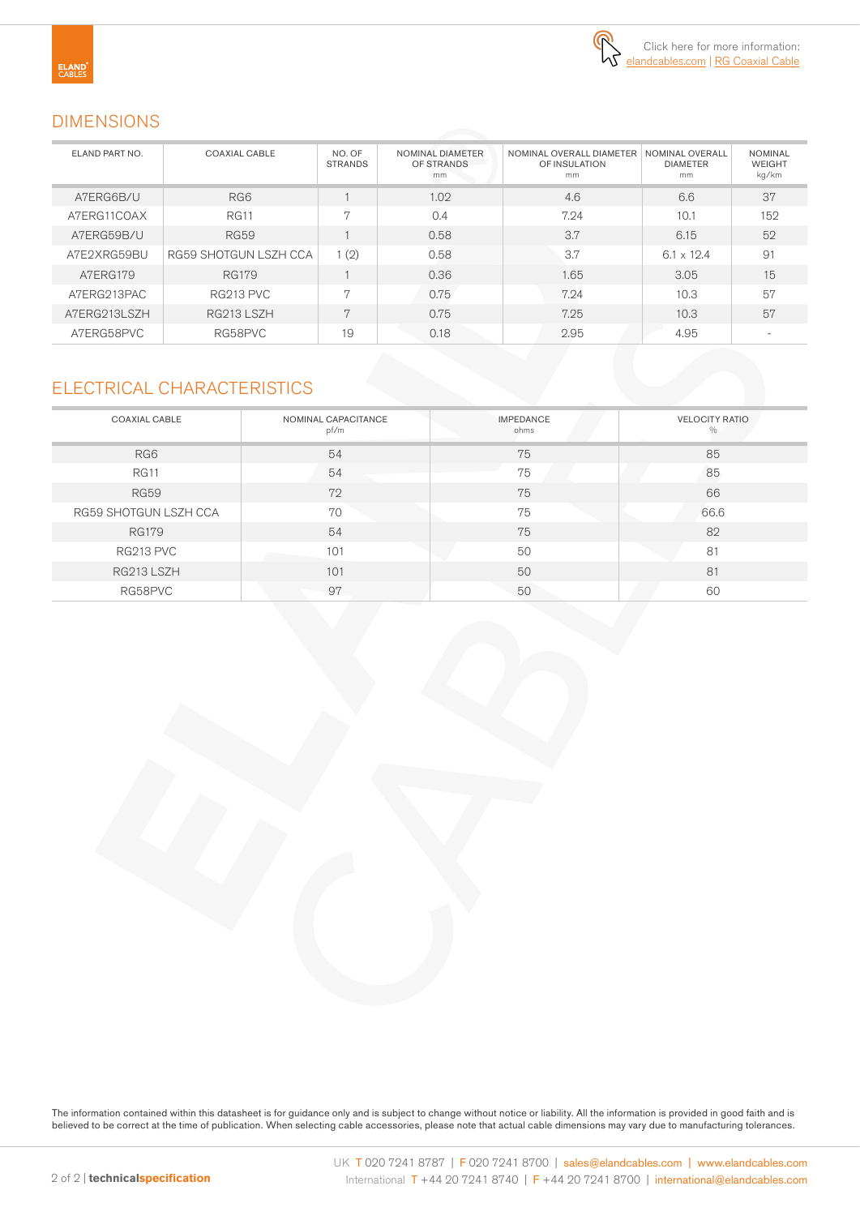Click here for more information: elandcables.com | RG Coaxial Cable

## DIMENSIONS

| ELAND PART NO. | COAXIAL CABLE | NO. OF STRANDS | NOMINAL DIAMETER OF STRANDS mm | NOMINAL OVERALL DIAMETER OF INSULATION mm | NOMINAL OVERALL DIAMETER mm | NOMINAL WEIGHT kg/km |
|---|---|---|---|---|---|---|
| A7ERG6B/U | RG6 | 1 | 1.02 | 4.6 | 6.6 | 37 |
| A7ERG11COAX | RG11 | 7 | 0.4 | 7.24 | 10.1 | 152 |
| A7ERG59B/U | RG59 | 1 | 0.58 | 3.7 | 6.15 | 52 |
| A7E2XRG59BU | RG59 SHOTGUN LSZH CCA | 1 (2) | 0.58 | 3.7 | 6.1 x 12.4 | 91 |
| A7ERG179 | RG179 | 1 | 0.36 | 1.65 | 3.05 | 15 |
| A7ERG213PAC | RG213 PVC | 7 | 0.75 | 7.24 | 10.3 | 57 |
| A7ERG213LSZH | RG213 LSZH | 7 | 0.75 | 7.25 | 10.3 | 57 |
| A7ERG58PVC | RG58PVC | 19 | 0.18 | 2.95 | 4.95 | - |

## ELECTRICAL CHARACTERISTICS

| COAXIAL CABLE | NOMINAL CAPACITANCE pf/m | IMPEDANCE ohms | VELOCITY RATIO % |
|---|---|---|---|
| RG6 | 54 | 75 | 85 |
| RG11 | 54 | 75 | 85 |
| RG59 | 72 | 75 | 66 |
| RG59 SHOTGUN LSZH CCA | 70 | 75 | 66.6 |
| RG179 | 54 | 75 | 82 |
| RG213 PVC | 101 | 50 | 81 |
| RG213 LSZH | 101 | 50 | 81 |
| RG58PVC | 97 | 50 | 60 |

The information contained within this datasheet is for guidance only and is subject to change without notice or liability. All the information is provided in good faith and is believed to be correct at the time of publication. When selecting cable accessories, please note that actual cable dimensions may vary due to manufacturing tolerances.

UK T 020 7241 8787 | F 020 7241 8700 | sales@elandcables.com | www.elandcables.com
International T +44 20 7241 8740 | F +44 20 7241 8700 | international@elandcables.com